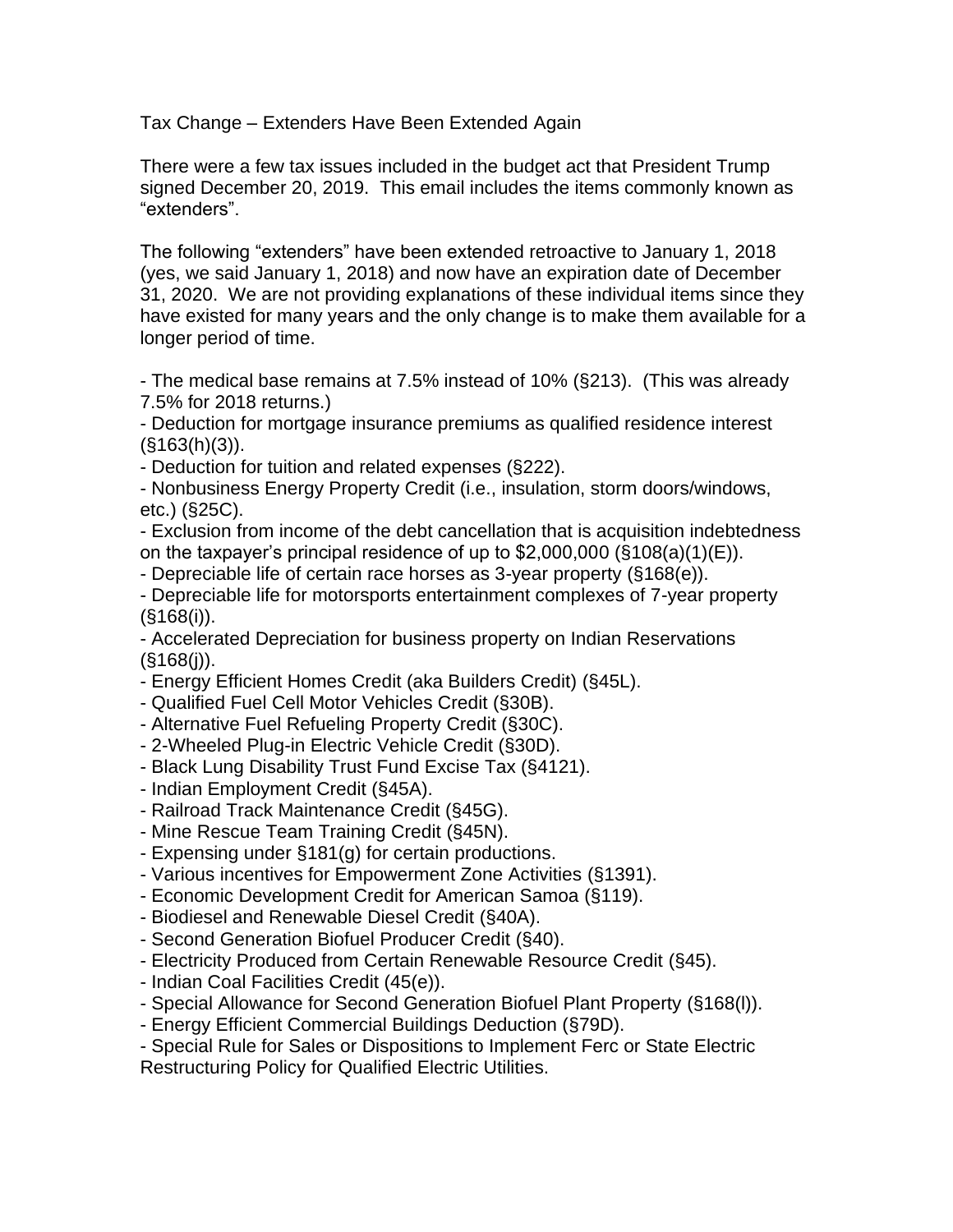# Tax Change – Extenders Have Been Extended Again

There were a few tax issues included in the budget act that President Trump signed December 20, 2019. This email includes the items commonly known as "extenders".

The following "extenders" have been extended retroactive to January 1, 2018 (yes, we said January 1, 2018) and now have an expiration date of December 31, 2020. We are not providing explanations of these individual items since they have existed for many years and the only change is to make them available for a longer period of time.

- The medical base remains at 7.5% instead of 10% (§213). (This was already 7.5% for 2018 returns.)
- Deduction for mortgage insurance premiums as qualified residence interest (§163(h)(3)).
- Deduction for tuition and related expenses (§222).
- Nonbusiness Energy Property Credit (i.e., insulation, storm doors/windows, etc.) (§25C).
- Exclusion from income of the debt cancellation that is acquisition indebtedness on the taxpayer's principal residence of up to $2,000,000 (§108(a)(1)(E)).
- Depreciable life of certain race horses as 3-year property (§168(e)).
- Depreciable life for motorsports entertainment complexes of 7-year property (§168(i)).
- Accelerated Depreciation for business property on Indian Reservations (§168(j)).
- Energy Efficient Homes Credit (aka Builders Credit) (§45L).
- Qualified Fuel Cell Motor Vehicles Credit (§30B).
- Alternative Fuel Refueling Property Credit (§30C).
- 2-Wheeled Plug-in Electric Vehicle Credit (§30D).
- Black Lung Disability Trust Fund Excise Tax (§4121).
- Indian Employment Credit (§45A).
- Railroad Track Maintenance Credit (§45G).
- Mine Rescue Team Training Credit (§45N).
- Expensing under §181(g) for certain productions.
- Various incentives for Empowerment Zone Activities (§1391).
- Economic Development Credit for American Samoa (§119).
- Biodiesel and Renewable Diesel Credit (§40A).
- Second Generation Biofuel Producer Credit (§40).
- Electricity Produced from Certain Renewable Resource Credit (§45).
- Indian Coal Facilities Credit (45(e)).
- Special Allowance for Second Generation Biofuel Plant Property (§168(l)).
- Energy Efficient Commercial Buildings Deduction (§79D).
- Special Rule for Sales or Dispositions to Implement Ferc or State Electric Restructuring Policy for Qualified Electric Utilities.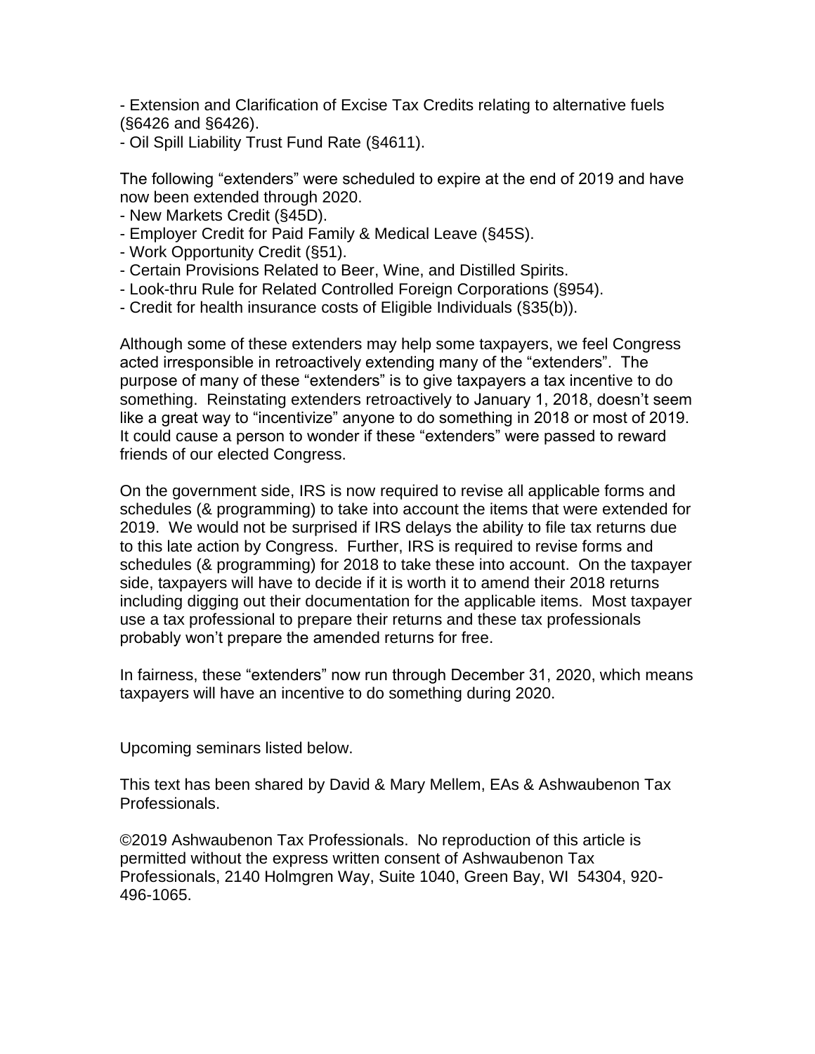- Extension and Clarification of Excise Tax Credits relating to alternative fuels (§6426 and §6426).
- Oil Spill Liability Trust Fund Rate (§4611).

The following "extenders" were scheduled to expire at the end of 2019 and have now been extended through 2020.

- New Markets Credit (§45D).
- Employer Credit for Paid Family & Medical Leave (§45S).
- Work Opportunity Credit (§51).
- Certain Provisions Related to Beer, Wine, and Distilled Spirits.
- Look-thru Rule for Related Controlled Foreign Corporations (§954).
- Credit for health insurance costs of Eligible Individuals (§35(b)).

Although some of these extenders may help some taxpayers, we feel Congress acted irresponsible in retroactively extending many of the "extenders". The purpose of many of these "extenders" is to give taxpayers a tax incentive to do something. Reinstating extenders retroactively to January 1, 2018, doesn't seem like a great way to "incentivize" anyone to do something in 2018 or most of 2019. It could cause a person to wonder if these "extenders" were passed to reward friends of our elected Congress.

On the government side, IRS is now required to revise all applicable forms and schedules (& programming) to take into account the items that were extended for 2019. We would not be surprised if IRS delays the ability to file tax returns due to this late action by Congress. Further, IRS is required to revise forms and schedules (& programming) for 2018 to take these into account. On the taxpayer side, taxpayers will have to decide if it is worth it to amend their 2018 returns including digging out their documentation for the applicable items. Most taxpayer use a tax professional to prepare their returns and these tax professionals probably won't prepare the amended returns for free.

In fairness, these "extenders" now run through December 31, 2020, which means taxpayers will have an incentive to do something during 2020.

Upcoming seminars listed below.

This text has been shared by David & Mary Mellem, EAs & Ashwaubenon Tax Professionals.

©2019 Ashwaubenon Tax Professionals. No reproduction of this article is permitted without the express written consent of Ashwaubenon Tax Professionals, 2140 Holmgren Way, Suite 1040, Green Bay, WI 54304, 920-496-1065.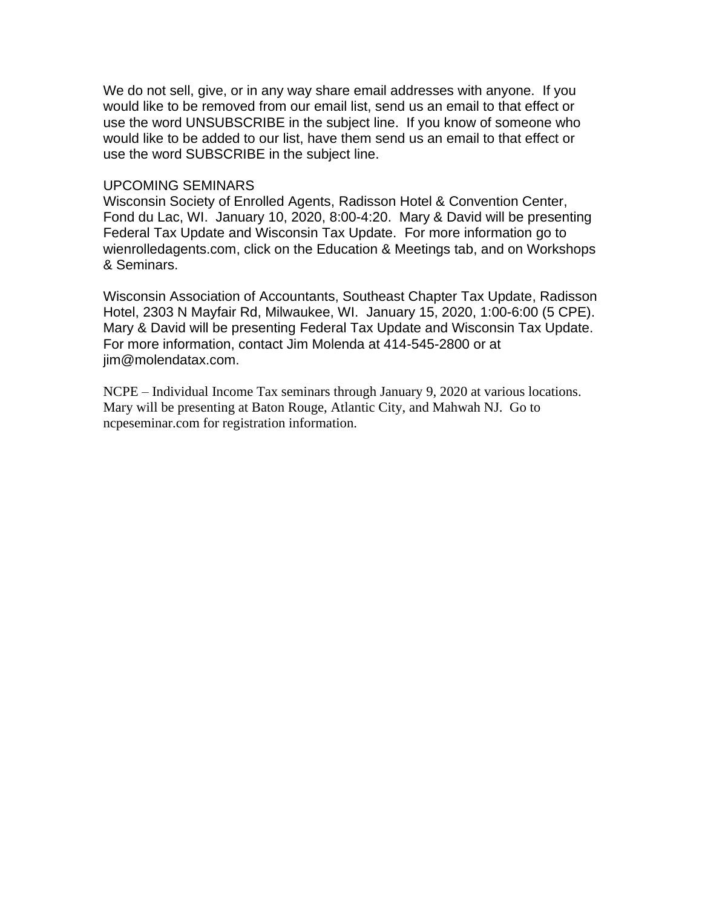We do not sell, give, or in any way share email addresses with anyone. If you would like to be removed from our email list, send us an email to that effect or use the word UNSUBSCRIBE in the subject line. If you know of someone who would like to be added to our list, have them send us an email to that effect or use the word SUBSCRIBE in the subject line.

UPCOMING SEMINARS

Wisconsin Society of Enrolled Agents, Radisson Hotel & Convention Center, Fond du Lac, WI. January 10, 2020, 8:00-4:20. Mary & David will be presenting Federal Tax Update and Wisconsin Tax Update. For more information go to wienrolledagents.com, click on the Education & Meetings tab, and on Workshops & Seminars.

Wisconsin Association of Accountants, Southeast Chapter Tax Update, Radisson Hotel, 2303 N Mayfair Rd, Milwaukee, WI. January 15, 2020, 1:00-6:00 (5 CPE). Mary & David will be presenting Federal Tax Update and Wisconsin Tax Update. For more information, contact Jim Molenda at 414-545-2800 or at jim@molendatax.com.

NCPE – Individual Income Tax seminars through January 9, 2020 at various locations. Mary will be presenting at Baton Rouge, Atlantic City, and Mahwah NJ. Go to ncpeseminar.com for registration information.